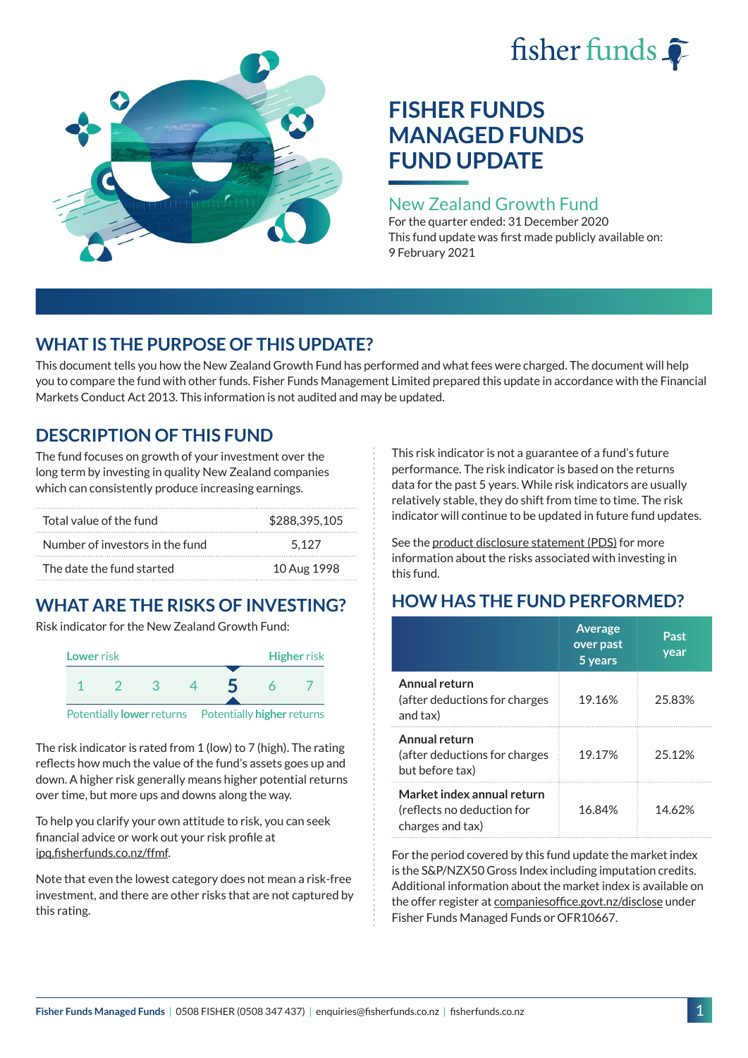# FISHER FUNDS MANAGED FUNDS FUND UPDATE

## New Zealand Growth Fund

For the quarter ended: 31 December 2020

This fund update was first made publicly available on: 9 February 2021

## WHAT IS THE PURPOSE OF THIS UPDATE?

This document tells you how the New Zealand Growth Fund has performed and what fees were charged. The document will help you to compare the fund with other funds. Fisher Funds Management Limited prepared this update in accordance with the Financial Markets Conduct Act 2013. This information is not audited and may be updated.

## DESCRIPTION OF THIS FUND

The fund focuses on growth of your investment over the long term by investing in quality New Zealand companies which can consistently produce increasing earnings.

| | |
|---|---|
| Total value of the fund | $288,395,105 |
| Number of investors in the fund | 5,127 |
| The date the fund started | 10 Aug 1998 |

## WHAT ARE THE RISKS OF INVESTING?

Risk indicator for the New Zealand Growth Fund:

| Lower risk | | | | | | Higher risk |
|---|---|---|---|---|---|---|
| 1 | 2 | 3 | 4 | **5** | 6 | 7 |

Potentially lower returns — Potentially higher returns

The risk indicator is rated from 1 (low) to 7 (high). The rating reflects how much the value of the fund's assets goes up and down. A higher risk generally means higher potential returns over time, but more ups and downs along the way.

To help you clarify your own attitude to risk, you can seek financial advice or work out your risk profile at ipq.fisherfunds.co.nz/ffmf.

Note that even the lowest category does not mean a risk-free investment, and there are other risks that are not captured by this rating.

This risk indicator is not a guarantee of a fund's future performance. The risk indicator is based on the returns data for the past 5 years. While risk indicators are usually relatively stable, they do shift from time to time. The risk indicator will continue to be updated in future fund updates.

See the product disclosure statement (PDS) for more information about the risks associated with investing in this fund.

## HOW HAS THE FUND PERFORMED?

| | Average over past 5 years | Past year |
|---|---|---|
| **Annual return** (after deductions for charges and tax) | 19.16% | 25.83% |
| **Annual return** (after deductions for charges but before tax) | 19.17% | 25.12% |
| **Market index annual return** (reflects no deduction for charges and tax) | 16.84% | 14.62% |

For the period covered by this fund update the market index is the S&P/NZX50 Gross Index including imputation credits. Additional information about the market index is available on the offer register at companiesoffice.govt.nz/disclose under Fisher Funds Managed Funds or OFR10667.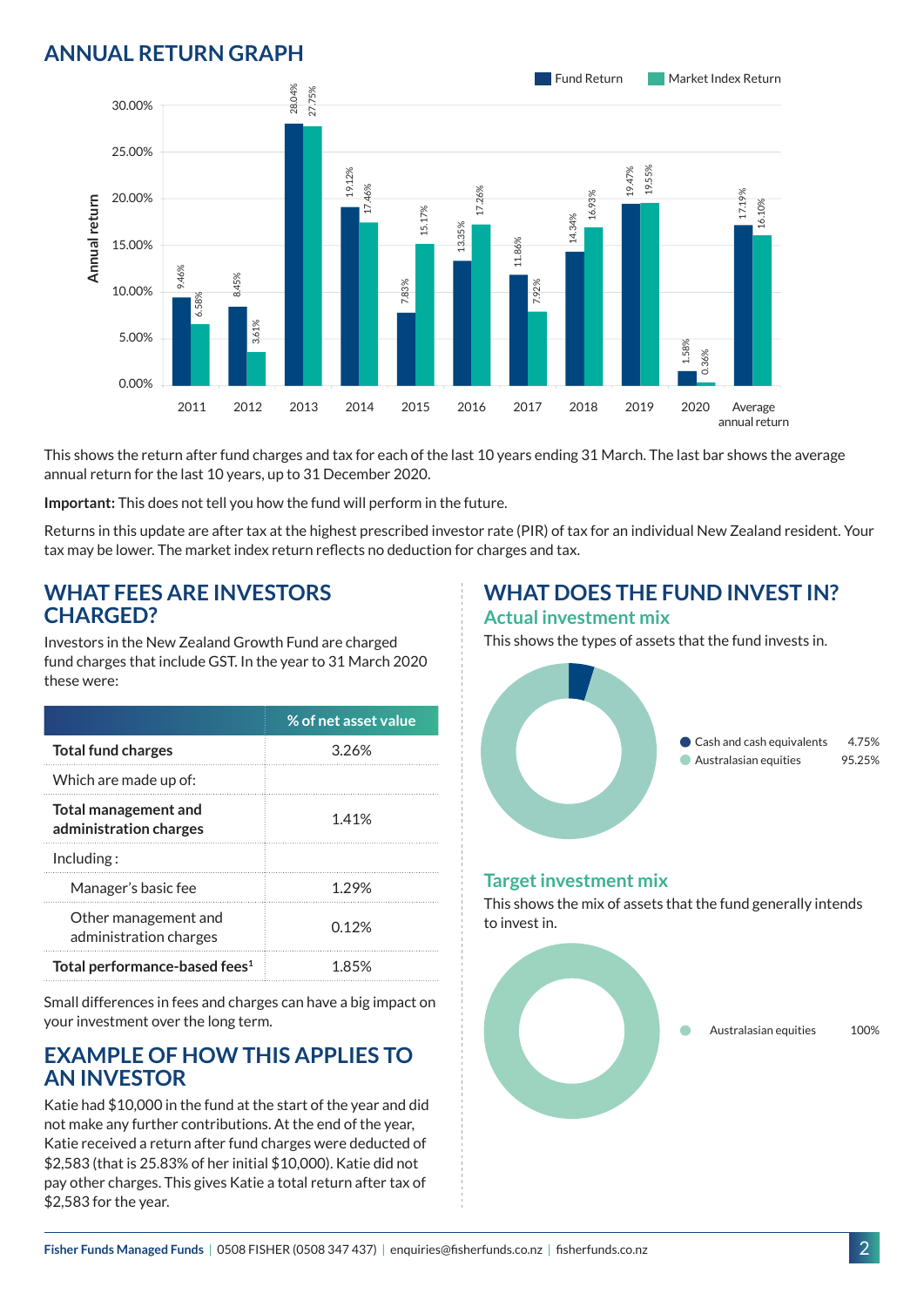## ANNUAL RETURN GRAPH

| Year | Fund Return | Market Index Return |
|---|---|---|
| 2011 | 9.46% | 6.58% |
| 2012 | 8.45% | 3.61% |
| 2013 | 28.04% | 27.75% |
| 2014 | 19.12% | 17.46% |
| 2015 | 7.83% | 15.17% |
| 2016 | 13.35% | 17.26% |
| 2017 | 11.86% | 7.92% |
| 2018 | 14.34% | 16.93% |
| 2019 | 19.47% | 19.55% |
| 2020 | 1.58% | 0.36% |
| Average annual return | 17.19% | 16.10% |

This shows the return after fund charges and tax for each of the last 10 years ending 31 March. The last bar shows the average annual return for the last 10 years, up to 31 December 2020.

**Important:** This does not tell you how the fund will perform in the future.

Returns in this update are after tax at the highest prescribed investor rate (PIR) of tax for an individual New Zealand resident. Your tax may be lower. The market index return reflects no deduction for charges and tax.

## WHAT FEES ARE INVESTORS CHARGED?

Investors in the New Zealand Growth Fund are charged fund charges that include GST. In the year to 31 March 2020 these were:

| | % of net asset value |
|---|---|
| **Total fund charges** | 3.26% |
| Which are made up of: | |
| **Total management and administration charges** | 1.41% |
| Including : | |
| Manager's basic fee | 1.29% |
| Other management and administration charges | 0.12% |
| **Total performance-based fees**[1] | 1.85% |

Small differences in fees and charges can have a big impact on your investment over the long term.

## EXAMPLE OF HOW THIS APPLIES TO AN INVESTOR

Katie had $10,000 in the fund at the start of the year and did not make any further contributions. At the end of the year, Katie received a return after fund charges were deducted of $2,583 (that is 25.83% of her initial $10,000). Katie did not pay other charges. This gives Katie a total return after tax of $2,583 for the year.

## WHAT DOES THE FUND INVEST IN?

### Actual investment mix

This shows the types of assets that the fund invests in.

| Asset | % |
|---|---|
| Cash and cash equivalents | 4.75% |
| Australasian equities | 95.25% |

### Target investment mix

This shows the mix of assets that the fund generally intends to invest in.

| Asset | % |
|---|---|
| Australasian equities | 100% |

Fisher Funds Managed Funds | 0508 FISHER (0508 347 437) | enquiries@fisherfunds.co.nz | fisherfunds.co.nz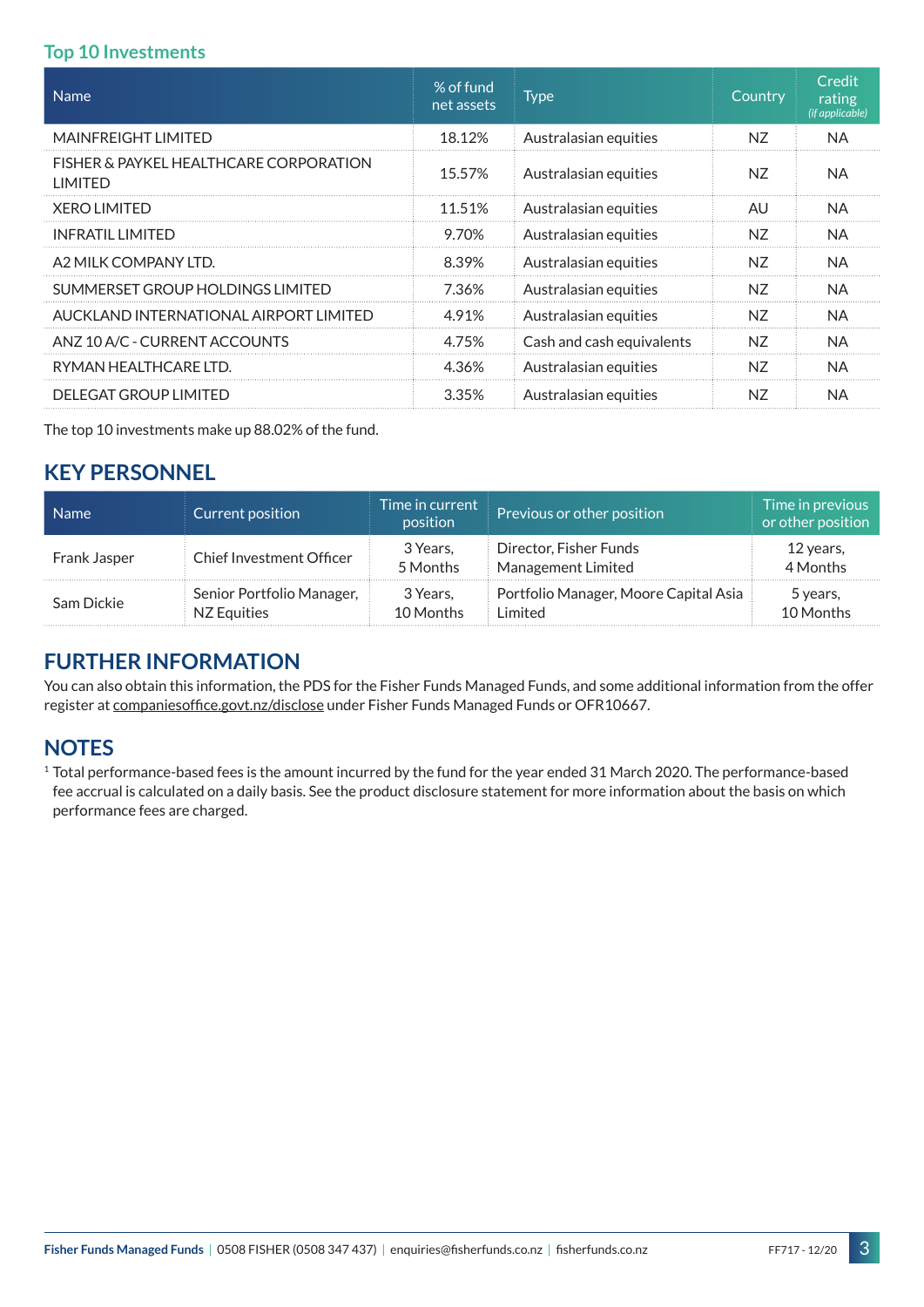## Top 10 Investments

| Name | % of fund net assets | Type | Country | Credit rating *(if applicable)* |
|---|---|---|---|---|
| MAINFREIGHT LIMITED | 18.12% | Australasian equities | NZ | NA |
| FISHER & PAYKEL HEALTHCARE CORPORATION LIMITED | 15.57% | Australasian equities | NZ | NA |
| XERO LIMITED | 11.51% | Australasian equities | AU | NA |
| INFRATIL LIMITED | 9.70% | Australasian equities | NZ | NA |
| A2 MILK COMPANY LTD. | 8.39% | Australasian equities | NZ | NA |
| SUMMERSET GROUP HOLDINGS LIMITED | 7.36% | Australasian equities | NZ | NA |
| AUCKLAND INTERNATIONAL AIRPORT LIMITED | 4.91% | Australasian equities | NZ | NA |
| ANZ 10 A/C - CURRENT ACCOUNTS | 4.75% | Cash and cash equivalents | NZ | NA |
| RYMAN HEALTHCARE LTD. | 4.36% | Australasian equities | NZ | NA |
| DELEGAT GROUP LIMITED | 3.35% | Australasian equities | NZ | NA |

The top 10 investments make up 88.02% of the fund.

## KEY PERSONNEL

| Name | Current position | Time in current position | Previous or other position | Time in previous or other position |
|---|---|---|---|---|
| Frank Jasper | Chief Investment Officer | 3 Years, 5 Months | Director, Fisher Funds Management Limited | 12 years, 4 Months |
| Sam Dickie | Senior Portfolio Manager, NZ Equities | 3 Years, 10 Months | Portfolio Manager, Moore Capital Asia Limited | 5 years, 10 Months |

## FURTHER INFORMATION

You can also obtain this information, the PDS for the Fisher Funds Managed Funds, and some additional information from the offer register at companiesoffice.govt.nz/disclose under Fisher Funds Managed Funds or OFR10667.

## NOTES

[1] Total performance-based fees is the amount incurred by the fund for the year ended 31 March 2020. The performance-based fee accrual is calculated on a daily basis. See the product disclosure statement for more information about the basis on which performance fees are charged.